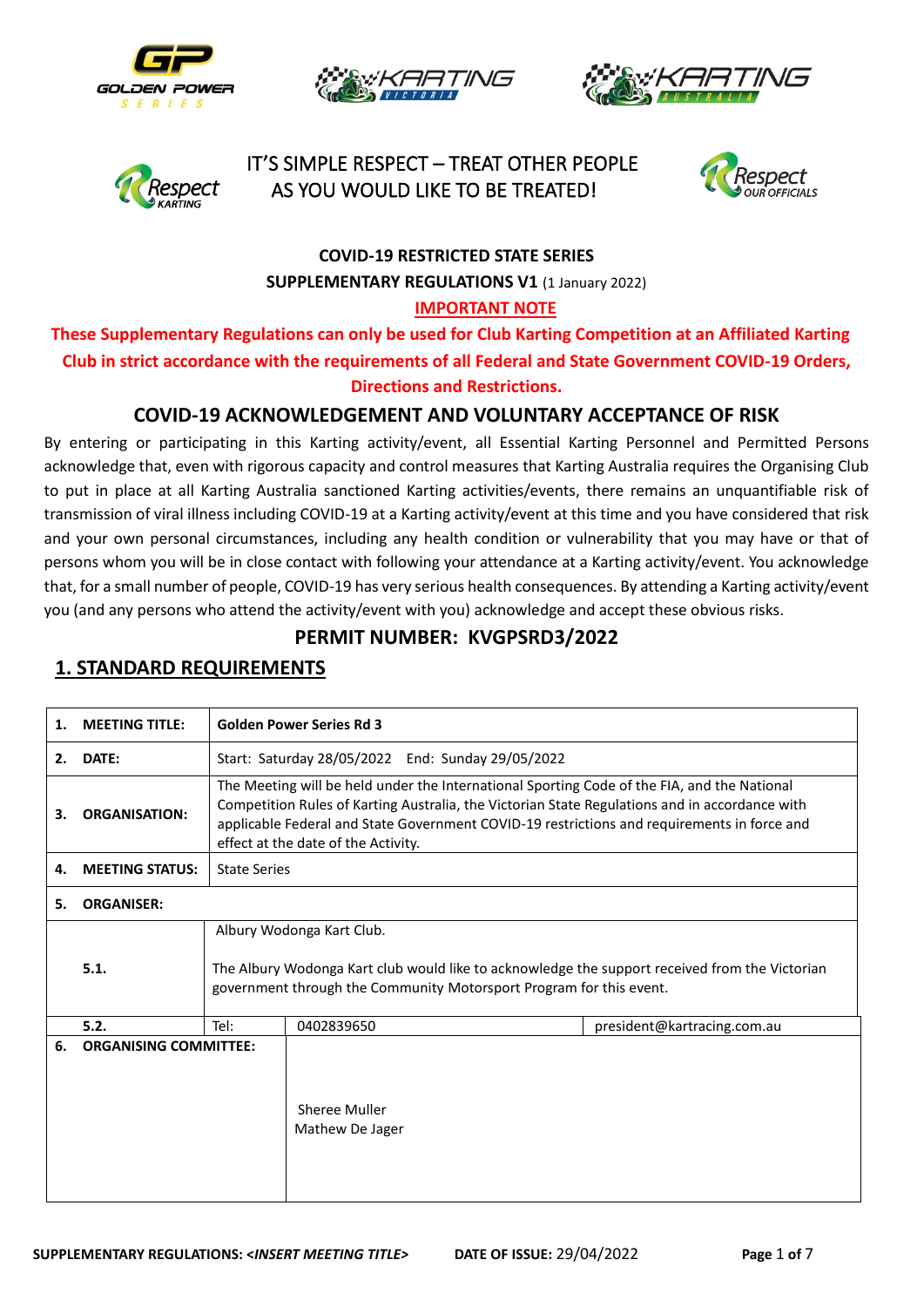IT'S SIMPLE RESPECT – TREAT OTHER PEOPLE AS YOU WOULD LIKE TO BE TREATED!

**COVID-19 RESTRICTED STATE SERIES**

**SUPPLEMENTARY REGULATIONS V1** (1 January 2022)

**IMPORTANT NOTE**

**These Supplementary Regulations can only be used for Club Karting Competition at an Affiliated Karting Club in strict accordance with the requirements of all Federal and State Government COVID-19 Orders, Directions and Restrictions.**

## COVID-19 ACKNOWLEDGEMENT AND VOLUNTARY ACCEPTANCE OF RISK

By entering or participating in this Karting activity/event, all Essential Karting Personnel and Permitted Persons acknowledge that, even with rigorous capacity and control measures that Karting Australia requires the Organising Club to put in place at all Karting Australia sanctioned Karting activities/events, there remains an unquantifiable risk of transmission of viral illness including COVID-19 at a Karting activity/event at this time and you have considered that risk and your own personal circumstances, including any health condition or vulnerability that you may have or that of persons whom you will be in close contact with following your attendance at a Karting activity/event. You acknowledge that, for a small number of people, COVID-19 has very serious health consequences. By attending a Karting activity/event you (and any persons who attend the activity/event with you) acknowledge and accept these obvious risks.

## PERMIT NUMBER: KVGPSRD3/2022

## 1. STANDARD REQUIREMENTS

| | | | | |
|---|---|---|---|---|
| **1.** | **MEETING TITLE:** | **Golden Power Series Rd 3** | | |
| **2.** | **DATE:** | Start: Saturday 28/05/2022 End: Sunday 29/05/2022 | | |
| **3.** | **ORGANISATION:** | The Meeting will be held under the International Sporting Code of the FIA, and the National Competition Rules of Karting Australia, the Victorian State Regulations and in accordance with applicable Federal and State Government COVID-19 restrictions and requirements in force and effect at the date of the Activity. | | |
| **4.** | **MEETING STATUS:** | State Series | | |
| **5.** | **ORGANISER:** | | | |
| | **5.1.** | Albury Wodonga Kart Club.<br><br>The Albury Wodonga Kart club would like to acknowledge the support received from the Victorian government through the Community Motorsport Program for this event. | | |
| | **5.2.** | Tel: | 0402839650 | president@kartracing.com.au |
| **6.** | **ORGANISING COMMITTEE:** | | Sheree Muller<br>Mathew De Jager | |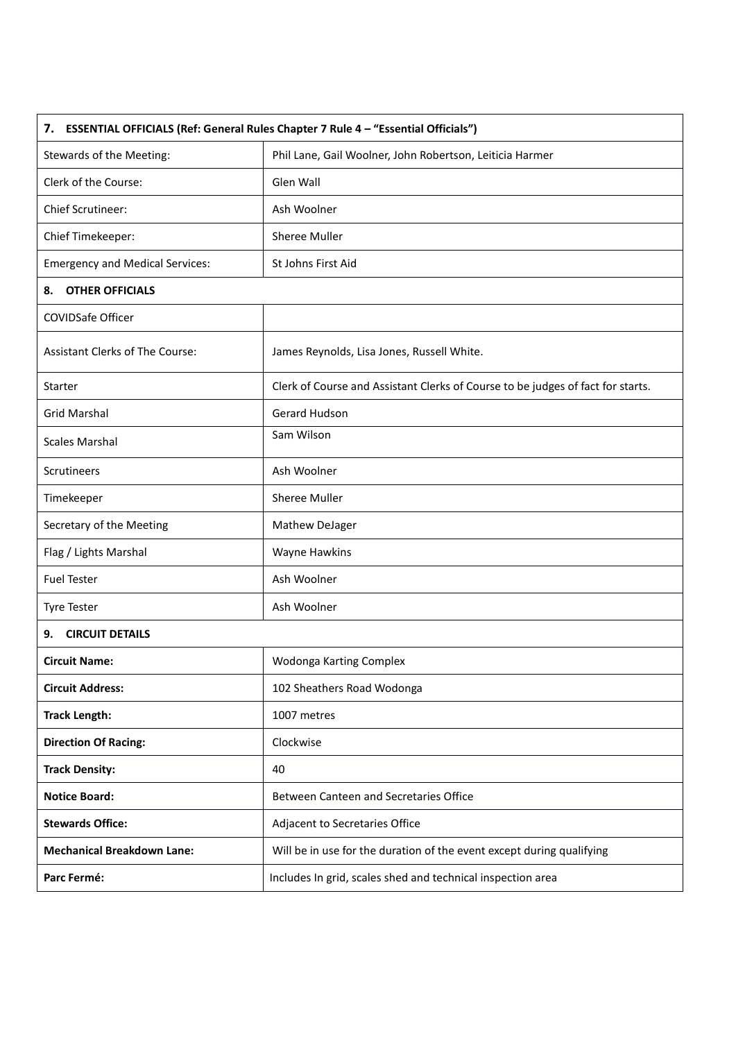| 7. ESSENTIAL OFFICIALS (Ref: General Rules Chapter 7 Rule 4 – "Essential Officials") | |
|---|---|
| Stewards of the Meeting: | Phil Lane, Gail Woolner, John Robertson, Leiticia Harmer |
| Clerk of the Course: | Glen Wall |
| Chief Scrutineer: | Ash Woolner |
| Chief Timekeeper: | Sheree Muller |
| Emergency and Medical Services: | St Johns First Aid |
| **8. OTHER OFFICIALS** | |
| COVIDSafe Officer | |
| Assistant Clerks of The Course: | James Reynolds, Lisa Jones, Russell White. |
| Starter | Clerk of Course and Assistant Clerks of Course to be judges of fact for starts. |
| Grid Marshal | Gerard Hudson |
| Scales Marshal | Sam Wilson |
| Scrutineers | Ash Woolner |
| Timekeeper | Sheree Muller |
| Secretary of the Meeting | Mathew DeJager |
| Flag / Lights Marshal | Wayne Hawkins |
| Fuel Tester | Ash Woolner |
| Tyre Tester | Ash Woolner |
| **9. CIRCUIT DETAILS** | |
| **Circuit Name:** | Wodonga Karting Complex |
| **Circuit Address:** | 102 Sheathers Road Wodonga |
| **Track Length:** | 1007 metres |
| **Direction Of Racing:** | Clockwise |
| **Track Density:** | 40 |
| **Notice Board:** | Between Canteen and Secretaries Office |
| **Stewards Office:** | Adjacent to Secretaries Office |
| **Mechanical Breakdown Lane:** | Will be in use for the duration of the event except during qualifying |
| **Parc Fermé:** | Includes In grid, scales shed and technical inspection area |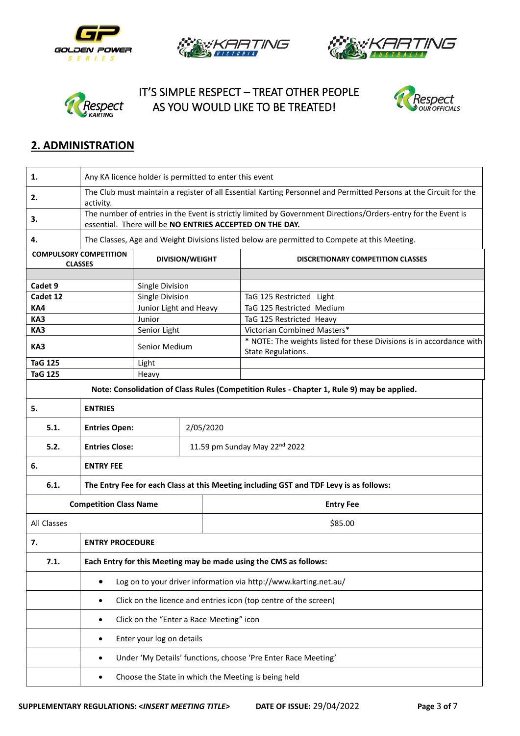IT'S SIMPLE RESPECT – TREAT OTHER PEOPLE AS YOU WOULD LIKE TO BE TREATED!

## 2. ADMINISTRATION

| | |
|---|---|
| **1.** | Any KA licence holder is permitted to enter this event |
| **2.** | The Club must maintain a register of all Essential Karting Personnel and Permitted Persons at the Circuit for the activity. |
| **3.** | The number of entries in the Event is strictly limited by Government Directions/Orders-entry for the Event is essential. There will be **NO ENTRIES ACCEPTED ON THE DAY.** |
| **4.** | The Classes, Age and Weight Divisions listed below are permitted to Compete at this Meeting. |

| COMPULSORY COMPETITION CLASSES | DIVISION/WEIGHT | DISCRETIONARY COMPETITION CLASSES |
|---|---|---|
| | | |
| **Cadet 9** | Single Division | |
| **Cadet 12** | Single Division | TaG 125 Restricted Light |
| **KA4** | Junior Light and Heavy | TaG 125 Restricted Medium |
| **KA3** | Junior | TaG 125 Restricted Heavy |
| **KA3** | Senior Light | Victorian Combined Masters* |
| **KA3** | Senior Medium | * NOTE: The weights listed for these Divisions is in accordance with State Regulations. |
| **TaG 125** | Light | |
| **TaG 125** | Heavy | |

**Note: Consolidation of Class Rules (Competition Rules - Chapter 1, Rule 9) may be applied.**

| | | |
|---|---|---|
| **5.** | **ENTRIES** | |
| **5.1.** | **Entries Open:** | 2/05/2020 |
| **5.2.** | **Entries Close:** | 11.59 pm Sunday May 22nd 2022 |
| **6.** | **ENTRY FEE** | |
| **6.1.** | **The Entry Fee for each Class at this Meeting including GST and TDF Levy is as follows:** | |

| Competition Class Name | Entry Fee |
|---|---|
| All Classes | $85.00 |

| | |
|---|---|
| **7.** | **ENTRY PROCEDURE** |
| **7.1.** | **Each Entry for this Meeting may be made using the CMS as follows:** |
| | • Log on to your driver information via http://www.karting.net.au/ |
| | • Click on the licence and entries icon (top centre of the screen) |
| | • Click on the "Enter a Race Meeting" icon |
| | • Enter your log on details |
| | • Under 'My Details' functions, choose 'Pre Enter Race Meeting' |
| | • Choose the State in which the Meeting is being held |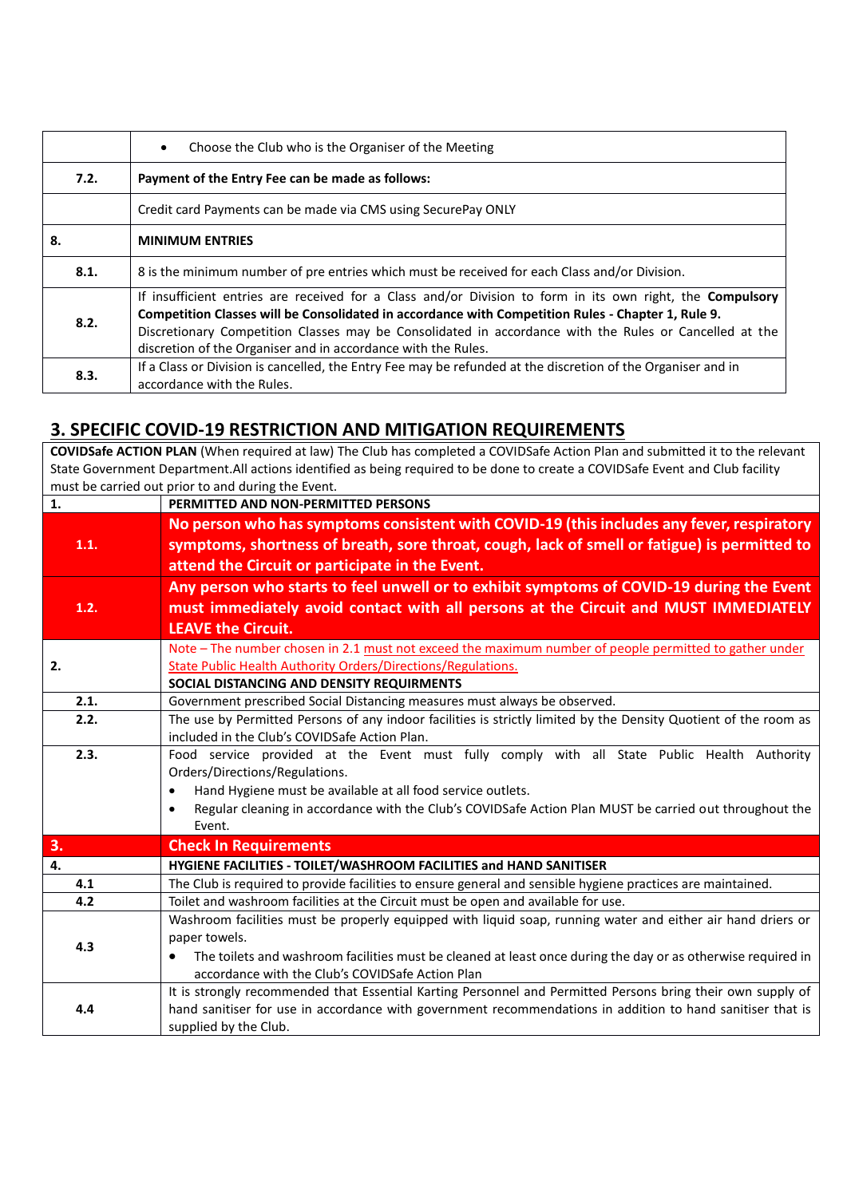| | |
|---|---|
| | • Choose the Club who is the Organiser of the Meeting |
| **7.2.** | **Payment of the Entry Fee can be made as follows:** |
| | Credit card Payments can be made via CMS using SecurePay ONLY |
| **8.** | **MINIMUM ENTRIES** |
| **8.1.** | 8 is the minimum number of pre entries which must be received for each Class and/or Division. |
| **8.2.** | If insufficient entries are received for a Class and/or Division to form in its own right, the **Compulsory Competition Classes will be Consolidated in accordance with Competition Rules - Chapter 1, Rule 9.** Discretionary Competition Classes may be Consolidated in accordance with the Rules or Cancelled at the discretion of the Organiser and in accordance with the Rules. |
| **8.3.** | If a Class or Division is cancelled, the Entry Fee may be refunded at the discretion of the Organiser and in accordance with the Rules. |

## 3. SPECIFIC COVID-19 RESTRICTION AND MITIGATION REQUIREMENTS

| | |
|---|---|
| **COVIDSafe ACTION PLAN** (When required at law) The Club has completed a COVIDSafe Action Plan and submitted it to the relevant State Government Department.All actions identified as being required to be done to create a COVIDSafe Event and Club facility must be carried out prior to and during the Event. | |
| **1.** | **PERMITTED AND NON-PERMITTED PERSONS** |
| **1.1.** | **No person who has symptoms consistent with COVID-19 (this includes any fever, respiratory symptoms, shortness of breath, sore throat, cough, lack of smell or fatigue) is permitted to attend the Circuit or participate in the Event.** |
| **1.2.** | **Any person who starts to feel unwell or to exhibit symptoms of COVID-19 during the Event must immediately avoid contact with all persons at the Circuit and MUST IMMEDIATELY LEAVE the Circuit.** |
| **2.** | Note – The number chosen in 2.1 must not exceed the maximum number of people permitted to gather under State Public Health Authority Orders/Directions/Regulations.<br>**SOCIAL DISTANCING AND DENSITY REQUIRMENTS** |
| **2.1.** | Government prescribed Social Distancing measures must always be observed. |
| **2.2.** | The use by Permitted Persons of any indoor facilities is strictly limited by the Density Quotient of the room as included in the Club's COVIDSafe Action Plan. |
| **2.3.** | Food service provided at the Event must fully comply with all State Public Health Authority Orders/Directions/Regulations.<br>• Hand Hygiene must be available at all food service outlets.<br>• Regular cleaning in accordance with the Club's COVIDSafe Action Plan MUST be carried out throughout the Event. |
| **3.** | **Check In Requirements** |
| **4.** | **HYGIENE FACILITIES - TOILET/WASHROOM FACILITIES and HAND SANITISER** |
| **4.1** | The Club is required to provide facilities to ensure general and sensible hygiene practices are maintained. |
| **4.2** | Toilet and washroom facilities at the Circuit must be open and available for use. |
| **4.3** | Washroom facilities must be properly equipped with liquid soap, running water and either air hand driers or paper towels.<br>• The toilets and washroom facilities must be cleaned at least once during the day or as otherwise required in accordance with the Club's COVIDSafe Action Plan |
| **4.4** | It is strongly recommended that Essential Karting Personnel and Permitted Persons bring their own supply of hand sanitiser for use in accordance with government recommendations in addition to hand sanitiser that is supplied by the Club. |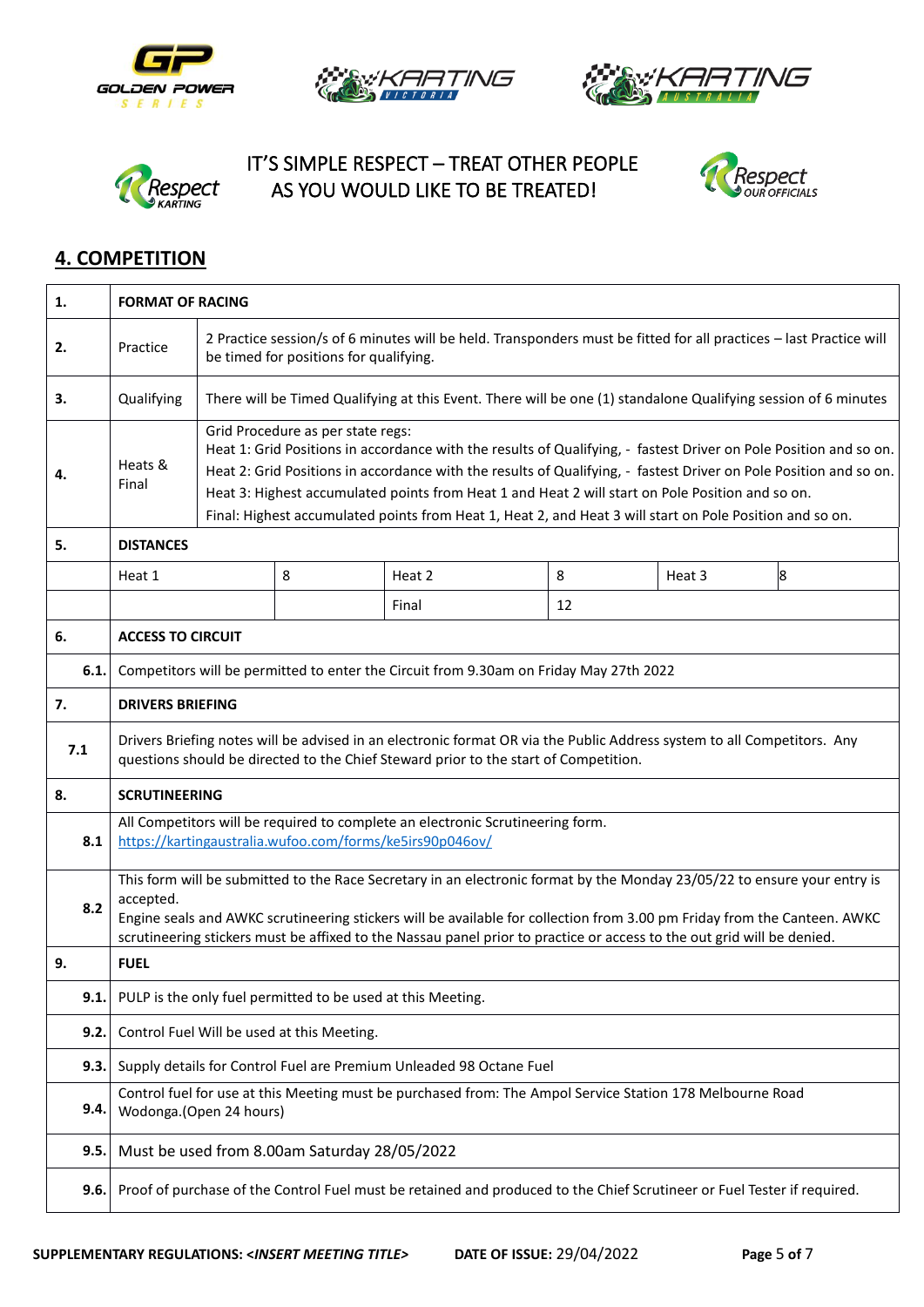IT'S SIMPLE RESPECT – TREAT OTHER PEOPLE AS YOU WOULD LIKE TO BE TREATED!

## 4. COMPETITION

| | | | | | | | |
|---|---|---|---|---|---|---|---|
| **1.** | **FORMAT OF RACING** | | | | | | |
| **2.** | Practice | 2 Practice session/s of 6 minutes will be held. Transponders must be fitted for all practices – last Practice will be timed for positions for qualifying. | | | | | |
| **3.** | Qualifying | There will be Timed Qualifying at this Event. There will be one (1) standalone Qualifying session of 6 minutes | | | | | |
| **4.** | Heats & Final | Grid Procedure as per state regs:<br>Heat 1: Grid Positions in accordance with the results of Qualifying, - fastest Driver on Pole Position and so on.<br>Heat 2: Grid Positions in accordance with the results of Qualifying, - fastest Driver on Pole Position and so on.<br>Heat 3: Highest accumulated points from Heat 1 and Heat 2 will start on Pole Position and so on.<br>Final: Highest accumulated points from Heat 1, Heat 2, and Heat 3 will start on Pole Position and so on. | | | | | |
| **5.** | **DISTANCES** | | | | | | |
| | Heat 1 | | 8 | Heat 2 | 8 | Heat 3 | 8 |
| | | | | Final | 12 | | |
| **6.** | **ACCESS TO CIRCUIT** | | | | | | |
| **6.1.** | Competitors will be permitted to enter the Circuit from 9.30am on Friday May 27th 2022 | | | | | | |
| **7.** | **DRIVERS BRIEFING** | | | | | | |
| **7.1** | Drivers Briefing notes will be advised in an electronic format OR via the Public Address system to all Competitors. Any questions should be directed to the Chief Steward prior to the start of Competition. | | | | | | |
| **8.** | **SCRUTINEERING** | | | | | | |
| **8.1** | All Competitors will be required to complete an electronic Scrutineering form.<br>https://kartingaustralia.wufoo.com/forms/ke5irs90p046ov/ | | | | | | |
| **8.2** | This form will be submitted to the Race Secretary in an electronic format by the Monday 23/05/22 to ensure your entry is accepted.<br>Engine seals and AWKC scrutineering stickers will be available for collection from 3.00 pm Friday from the Canteen. AWKC scrutineering stickers must be affixed to the Nassau panel prior to practice or access to the out grid will be denied. | | | | | | |
| **9.** | **FUEL** | | | | | | |
| **9.1.** | PULP is the only fuel permitted to be used at this Meeting. | | | | | | |
| **9.2.** | Control Fuel Will be used at this Meeting. | | | | | | |
| **9.3.** | Supply details for Control Fuel are Premium Unleaded 98 Octane Fuel | | | | | | |
| **9.4.** | Control fuel for use at this Meeting must be purchased from: The Ampol Service Station 178 Melbourne Road Wodonga.(Open 24 hours) | | | | | | |
| **9.5.** | Must be used from 8.00am Saturday 28/05/2022 | | | | | | |
| **9.6.** | Proof of purchase of the Control Fuel must be retained and produced to the Chief Scrutineer or Fuel Tester if required. | | | | | | |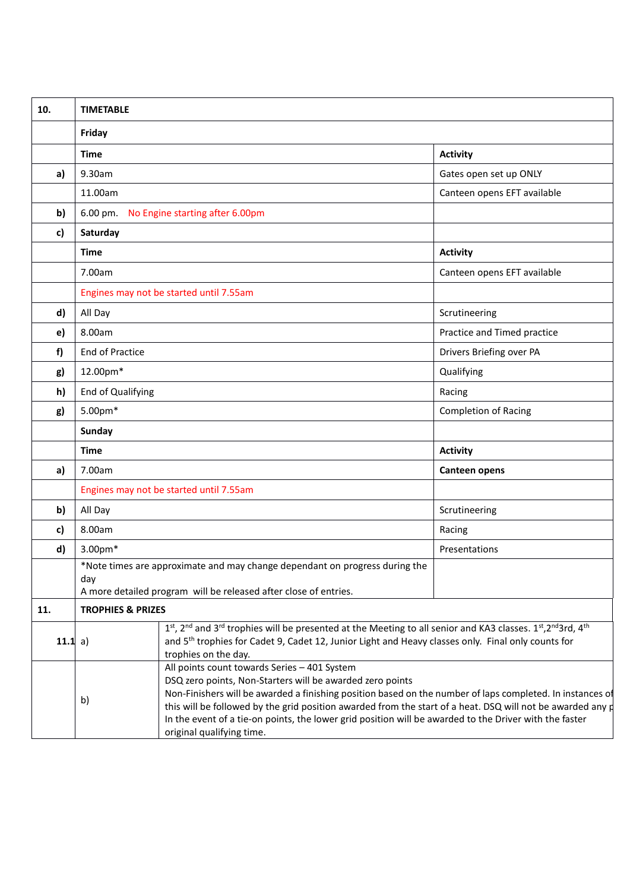| 10. | TIMETABLE | |
|---|---|---|
| | **Friday** | |
| | **Time** | **Activity** |
| **a)** | 9.30am | Gates open set up ONLY |
| | 11.00am | Canteen opens EFT available |
| **b)** | 6.00 pm. No Engine starting after 6.00pm | |
| **c)** | **Saturday** | |
| | **Time** | **Activity** |
| | 7.00am | Canteen opens EFT available |
| | Engines may not be started until 7.55am | |
| **d)** | All Day | Scrutineering |
| **e)** | 8.00am | Practice and Timed practice |
| **f)** | End of Practice | Drivers Briefing over PA |
| **g)** | 12.00pm* | Qualifying |
| **h)** | End of Qualifying | Racing |
| **g)** | 5.00pm* | Completion of Racing |
| | **Sunday** | |
| | **Time** | **Activity** |
| **a)** | 7.00am | **Canteen opens** |
| | Engines may not be started until 7.55am | |
| **b)** | All Day | Scrutineering |
| **c)** | 8.00am | Racing |
| **d)** | 3.00pm* | Presentations |
| | *Note times are approximate and may change dependant on progress during the day<br>A more detailed program will be released after close of entries. | |

| 11. | TROPHIES & PRIZES | |
|---|---|---|
| **11.1** | a) | 1st, 2nd and 3rd trophies will be presented at the Meeting to all senior and KA3 classes. 1st,2nd3rd, 4th and 5th trophies for Cadet 9, Cadet 12, Junior Light and Heavy classes only. Final only counts for trophies on the day. |
| | b) | All points count towards Series – 401 System<br>DSQ zero points, Non-Starters will be awarded zero points<br>Non-Finishers will be awarded a finishing position based on the number of laps completed. In instances of this will be followed by the grid position awarded from the start of a heat. DSQ will not be awarded any p<br>In the event of a tie-on points, the lower grid position will be awarded to the Driver with the faster original qualifying time. |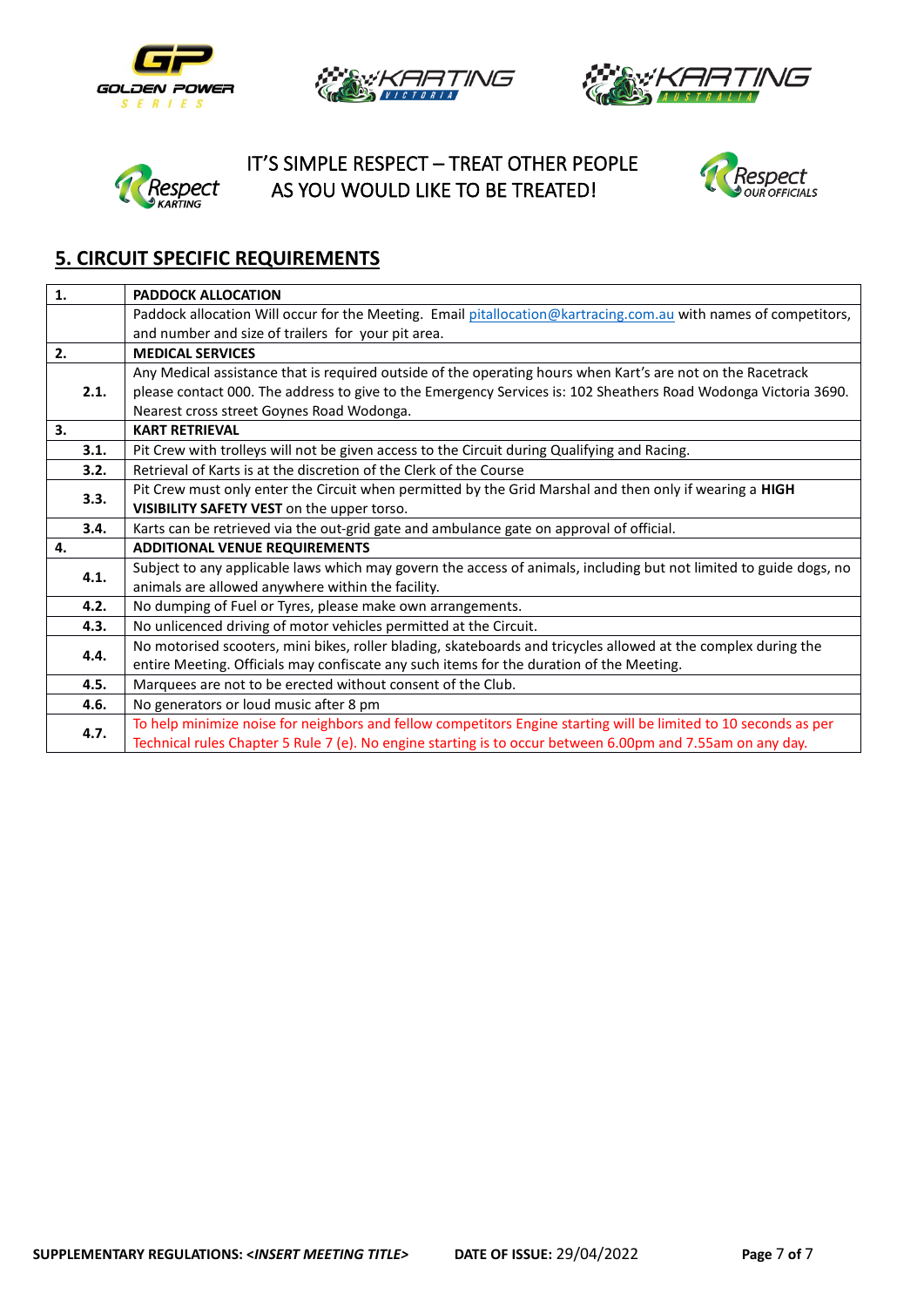IT'S SIMPLE RESPECT – TREAT OTHER PEOPLE AS YOU WOULD LIKE TO BE TREATED!

## 5. CIRCUIT SPECIFIC REQUIREMENTS

| | |
|---|---|
| **1.** | **PADDOCK ALLOCATION** |
| | Paddock allocation Will occur for the Meeting. Email pitallocation@kartracing.com.au with names of competitors, and number and size of trailers for your pit area. |
| **2.** | **MEDICAL SERVICES** |
| **2.1.** | Any Medical assistance that is required outside of the operating hours when Kart's are not on the Racetrack please contact 000. The address to give to the Emergency Services is: 102 Sheathers Road Wodonga Victoria 3690. Nearest cross street Goynes Road Wodonga. |
| **3.** | **KART RETRIEVAL** |
| **3.1.** | Pit Crew with trolleys will not be given access to the Circuit during Qualifying and Racing. |
| **3.2.** | Retrieval of Karts is at the discretion of the Clerk of the Course |
| **3.3.** | Pit Crew must only enter the Circuit when permitted by the Grid Marshal and then only if wearing a **HIGH VISIBILITY SAFETY VEST** on the upper torso. |
| **3.4.** | Karts can be retrieved via the out-grid gate and ambulance gate on approval of official. |
| **4.** | **ADDITIONAL VENUE REQUIREMENTS** |
| **4.1.** | Subject to any applicable laws which may govern the access of animals, including but not limited to guide dogs, no animals are allowed anywhere within the facility. |
| **4.2.** | No dumping of Fuel or Tyres, please make own arrangements. |
| **4.3.** | No unlicenced driving of motor vehicles permitted at the Circuit. |
| **4.4.** | No motorised scooters, mini bikes, roller blading, skateboards and tricycles allowed at the complex during the entire Meeting. Officials may confiscate any such items for the duration of the Meeting. |
| **4.5.** | Marquees are not to be erected without consent of the Club. |
| **4.6.** | No generators or loud music after 8 pm |
| **4.7.** | To help minimize noise for neighbors and fellow competitors Engine starting will be limited to 10 seconds as per Technical rules Chapter 5 Rule 7 (e). No engine starting is to occur between 6.00pm and 7.55am on any day. |